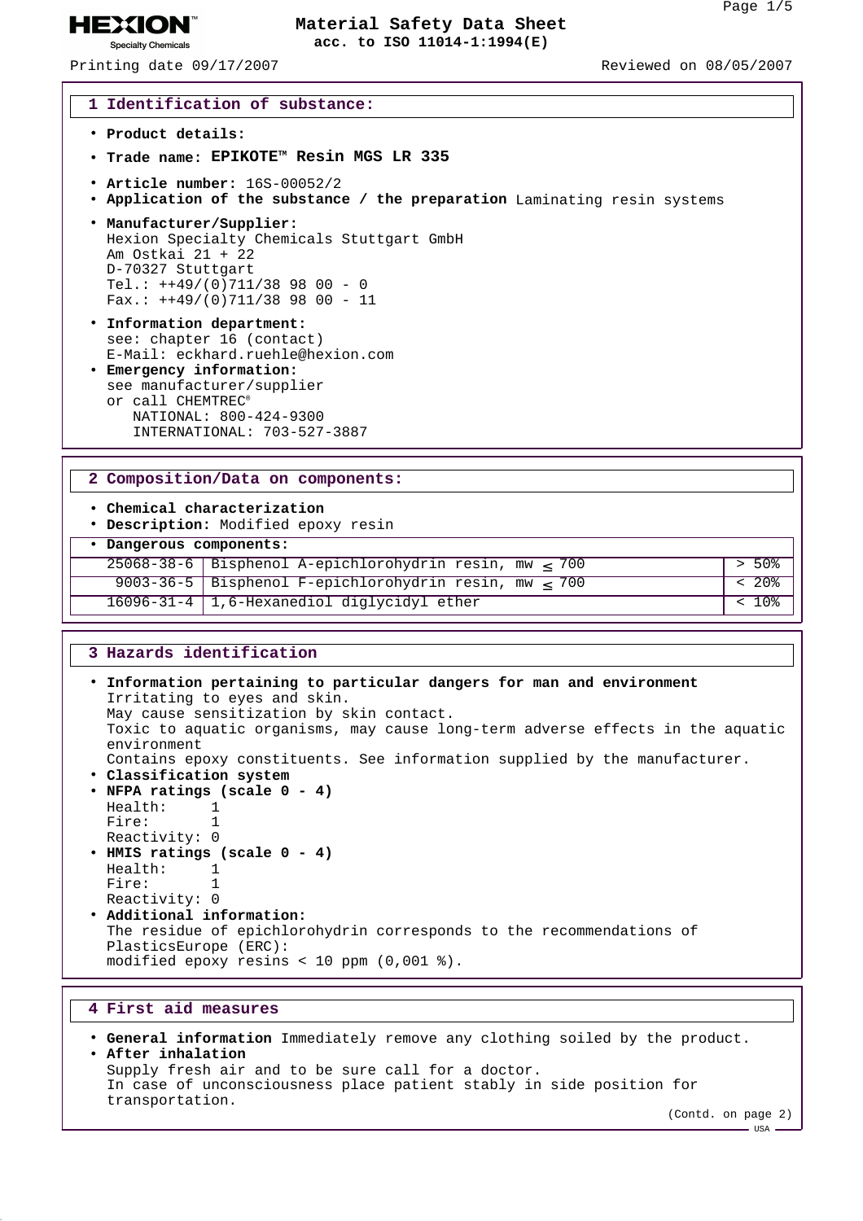# Material Safety Data Sheet
acc. to ISO 11014-1:1994(E)

Printing date 09/17/2007 Reviewed on 08/05/2007

## 1 Identification of substance:

- **Product details:**
- **Trade name: EPIKOTE™ Resin MGS LR 335**
- **Article number:** 16S-00052/2
- **Application of the substance / the preparation** Laminating resin systems
- **Manufacturer/Supplier:**
  Hexion Specialty Chemicals Stuttgart GmbH
  Am Ostkai 21 + 22
  D-70327 Stuttgart
  Tel.: ++49/(0)711/38 98 00 - 0
  Fax.: ++49/(0)711/38 98 00 - 11
- **Information department:**
  see: chapter 16 (contact)
  E-Mail: eckhard.ruehle@hexion.com
- **Emergency information:**
  see manufacturer/supplier
  or call CHEMTREC®
  NATIONAL: 800-424-9300
  INTERNATIONAL: 703-527-3887

## 2 Composition/Data on components:

- **Chemical characterization**
- **Description:** Modified epoxy resin
- **Dangerous components:**

| CAS | Component | Content |
|---|---|---|
| 25068-38-6 | Bisphenol A-epichlorohydrin resin, mw ≤ 700 | > 50% |
| 9003-36-5 | Bisphenol F-epichlorohydrin resin, mw ≤ 700 | < 20% |
| 16096-31-4 | 1,6-Hexanediol diglycidyl ether | < 10% |

## 3 Hazards identification

- **Information pertaining to particular dangers for man and environment**
  Irritating to eyes and skin.
  May cause sensitization by skin contact.
  Toxic to aquatic organisms, may cause long-term adverse effects in the aquatic environment
  Contains epoxy constituents. See information supplied by the manufacturer.
- **Classification system**
- **NFPA ratings (scale 0 - 4)**
  Health: 1
  Fire: 1
  Reactivity: 0
- **HMIS ratings (scale 0 - 4)**
  Health: 1
  Fire: 1
  Reactivity: 0
- **Additional information:**
  The residue of epichlorohydrin corresponds to the recommendations of PlasticsEurope (ERC):
  modified epoxy resins < 10 ppm (0,001 %).

## 4 First aid measures

- **General information** Immediately remove any clothing soiled by the product.
- **After inhalation**
  Supply fresh air and to be sure call for a doctor.
  In case of unconsciousness place patient stably in side position for transportation.

(Contd. on page 2)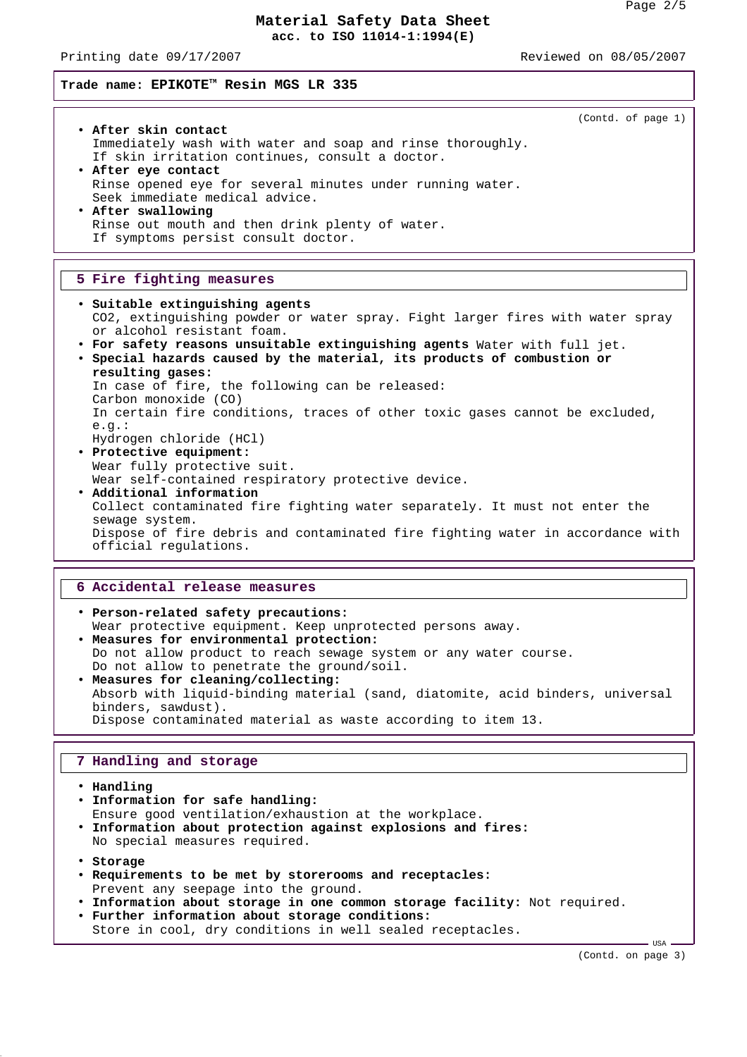**Trade name: EPIKOTE™ Resin MGS LR 335**

(Contd. of page 1)

- **After skin contact**
  Immediately wash with water and soap and rinse thoroughly.
  If skin irritation continues, consult a doctor.
- **After eye contact**
  Rinse opened eye for several minutes under running water.
  Seek immediate medical advice.
- **After swallowing**
  Rinse out mouth and then drink plenty of water.
  If symptoms persist consult doctor.

## 5 Fire fighting measures

- **Suitable extinguishing agents**
  $CO_2$, extinguishing powder or water spray. Fight larger fires with water spray or alcohol resistant foam.
- **For safety reasons unsuitable extinguishing agents** Water with full jet.
- **Special hazards caused by the material, its products of combustion or resulting gases:**
  In case of fire, the following can be released:
  Carbon monoxide (CO)
  In certain fire conditions, traces of other toxic gases cannot be excluded, e.g.:
  Hydrogen chloride (HCl)
- **Protective equipment:**
  Wear fully protective suit.
  Wear self-contained respiratory protective device.
- **Additional information**
  Collect contaminated fire fighting water separately. It must not enter the sewage system.
  Dispose of fire debris and contaminated fire fighting water in accordance with official regulations.

## 6 Accidental release measures

- **Person-related safety precautions:**
  Wear protective equipment. Keep unprotected persons away.
- **Measures for environmental protection:**
  Do not allow product to reach sewage system or any water course.
  Do not allow to penetrate the ground/soil.
- **Measures for cleaning/collecting:**
  Absorb with liquid-binding material (sand, diatomite, acid binders, universal binders, sawdust).
  Dispose contaminated material as waste according to item 13.

## 7 Handling and storage

- **Handling**
- **Information for safe handling:**
  Ensure good ventilation/exhaustion at the workplace.
- **Information about protection against explosions and fires:**
  No special measures required.
- **Storage**
- **Requirements to be met by storerooms and receptacles:**
  Prevent any seepage into the ground.
- **Information about storage in one common storage facility:** Not required.
- **Further information about storage conditions:**
  Store in cool, dry conditions in well sealed receptacles.

(Contd. on page 3)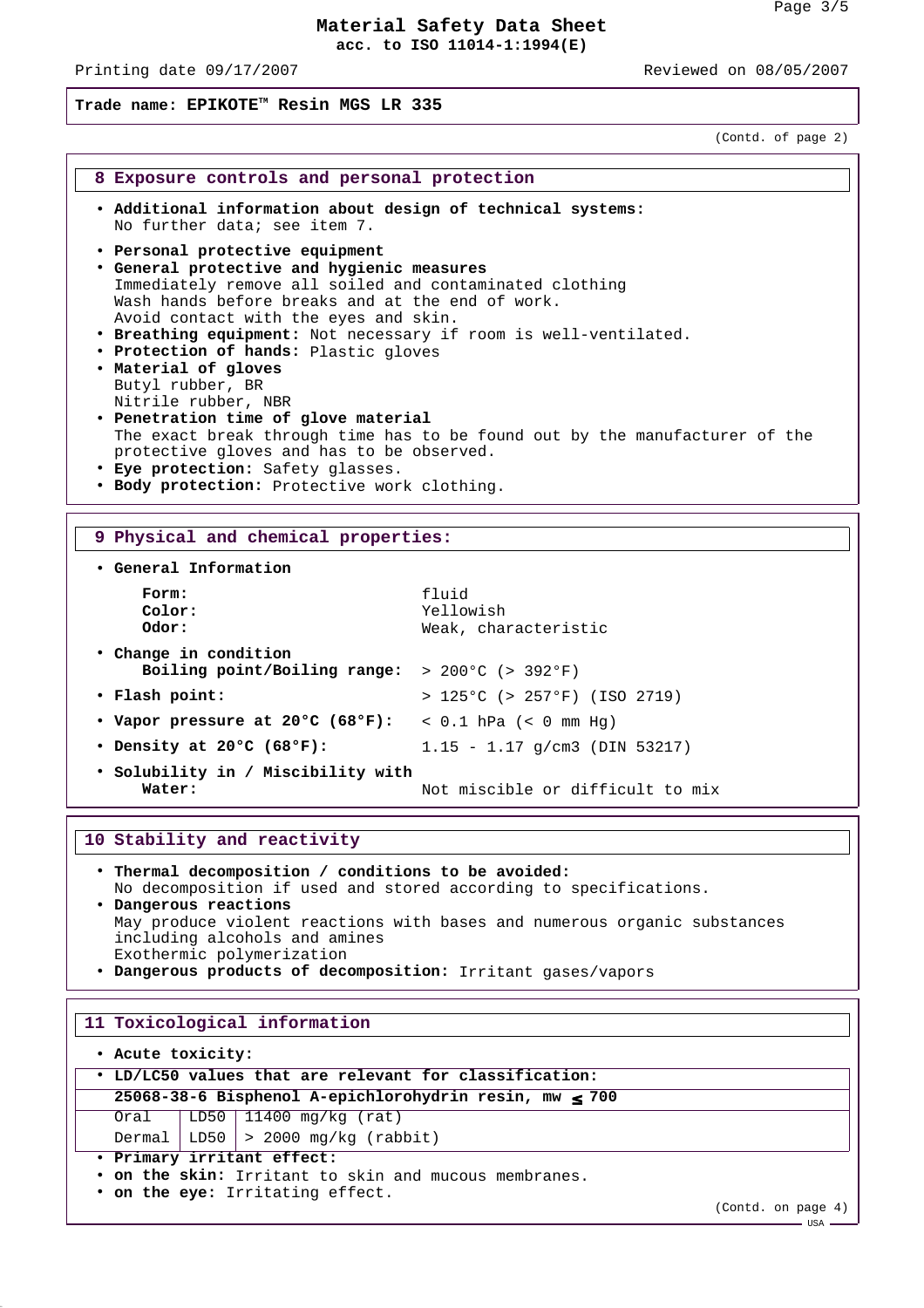**Trade name: EPIKOTE™ Resin MGS LR 335**

(Contd. of page 2)

## 8 Exposure controls and personal protection

- **Additional information about design of technical systems:** No further data; see item 7.
- **Personal protective equipment**
- **General protective and hygienic measures**
  Immediately remove all soiled and contaminated clothing
  Wash hands before breaks and at the end of work.
  Avoid contact with the eyes and skin.
- **Breathing equipment:** Not necessary if room is well-ventilated.
- **Protection of hands:** Plastic gloves
- **Material of gloves**
  Butyl rubber, BR
  Nitrile rubber, NBR
- **Penetration time of glove material**
  The exact break through time has to be found out by the manufacturer of the protective gloves and has to be observed.
- **Eye protection:** Safety glasses.
- **Body protection:** Protective work clothing.

## 9 Physical and chemical properties:

- **General Information**

| | |
|---|---|
| **Form:** | fluid |
| **Color:** | Yellowish |
| **Odor:** | Weak, characteristic |

- **Change in condition**

| | |
|---|---|
| **Boiling point/Boiling range:** | > 200°C (> 392°F) |

- **Flash point:** > 125°C (> 257°F) (ISO 2719)
- **Vapor pressure at 20°C (68°F):** < 0.1 hPa (< 0 mm Hg)
- **Density at 20°C (68°F):** 1.15 - 1.17 g/cm3 (DIN 53217)
- **Solubility in / Miscibility with**
  **Water:** Not miscible or difficult to mix

## 10 Stability and reactivity

- **Thermal decomposition / conditions to be avoided:**
  No decomposition if used and stored according to specifications.
- **Dangerous reactions**
  May produce violent reactions with bases and numerous organic substances including alcohols and amines
  Exothermic polymerization
- **Dangerous products of decomposition:** Irritant gases/vapors

## 11 Toxicological information

- **Acute toxicity:**
- **LD/LC50 values that are relevant for classification:**

| **25068-38-6 Bisphenol A-epichlorohydrin resin, mw ≤ 700** | | |
|---|---|---|
| Oral | LD50 | 11400 mg/kg (rat) |
| Dermal | LD50 | > 2000 mg/kg (rabbit) |

- **Primary irritant effect:**
- **on the skin:** Irritant to skin and mucous membranes.
- **on the eye:** Irritating effect.

(Contd. on page 4)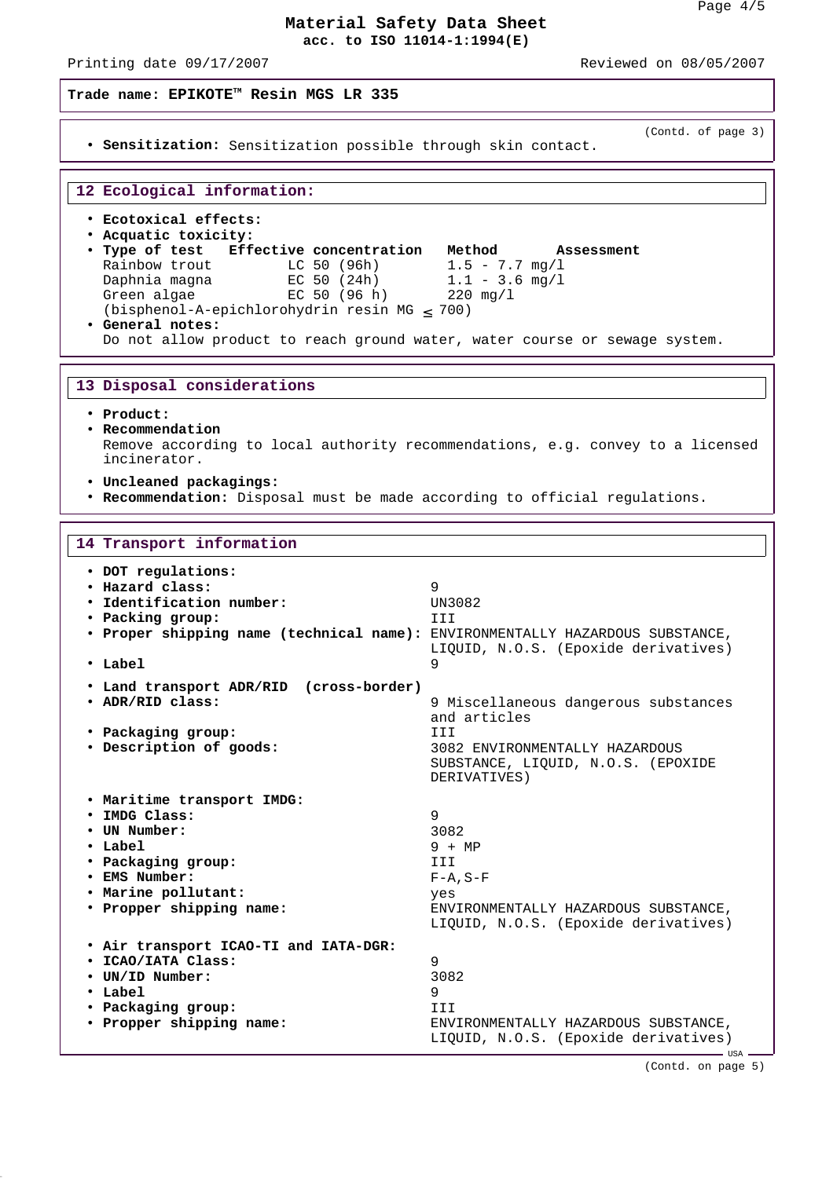Trade name: **EPIKOTE™ Resin MGS LR 335**

(Contd. of page 3)

- **Sensitization:** Sensitization possible through skin contact.

## 12 Ecological information:

- **Ecotoxical effects:**
- **Acquatic toxicity:**
- **Type of test Effective concentration Method Assessment**

| Type of test | Effective concentration | Method | Assessment |
|---|---|---|---|
| Rainbow trout | LC 50 (96h) | 1.5 - 7.7 mg/l | |
| Daphnia magna | EC 50 (24h) | 1.1 - 3.6 mg/l | |
| Green algae | EC 50 (96 h) | 220 mg/l | |

(bisphenol-A-epichlorohydrin resin MG ≤ 700)

- **General notes:**
  Do not allow product to reach ground water, water course or sewage system.

## 13 Disposal considerations

- **Product:**
- **Recommendation**
  Remove according to local authority recommendations, e.g. convey to a licensed incinerator.
- **Uncleaned packagings:**
- **Recommendation:** Disposal must be made according to official regulations.

## 14 Transport information

- **DOT regulations:**
- **Hazard class:** 9
- **Identification number:** UN3082
- **Packing group:** III
- **Proper shipping name (technical name):** ENVIRONMENTALLY HAZARDOUS SUBSTANCE, LIQUID, N.O.S. (Epoxide derivatives)
- **Label** 9

- **Land transport ADR/RID (cross-border)**
- **ADR/RID class:** 9 Miscellaneous dangerous substances and articles
- **Packaging group:** III
- **Description of goods:** 3082 ENVIRONMENTALLY HAZARDOUS SUBSTANCE, LIQUID, N.O.S. (EPOXIDE DERIVATIVES)

- **Maritime transport IMDG:**
- **IMDG Class:** 9
- **UN Number:** 3082
- **Label** 9 + MP
- **Packaging group:** III
- **EMS Number:** F-A,S-F
- **Marine pollutant:** yes
- **Propper shipping name:** ENVIRONMENTALLY HAZARDOUS SUBSTANCE, LIQUID, N.O.S. (Epoxide derivatives)

- **Air transport ICAO-TI and IATA-DGR:**
- **ICAO/IATA Class:** 9
- **UN/ID Number:** 3082
- **Label** 9
- **Packaging group:** III
- **Propper shipping name:** ENVIRONMENTALLY HAZARDOUS SUBSTANCE, LIQUID, N.O.S. (Epoxide derivatives)

(Contd. on page 5)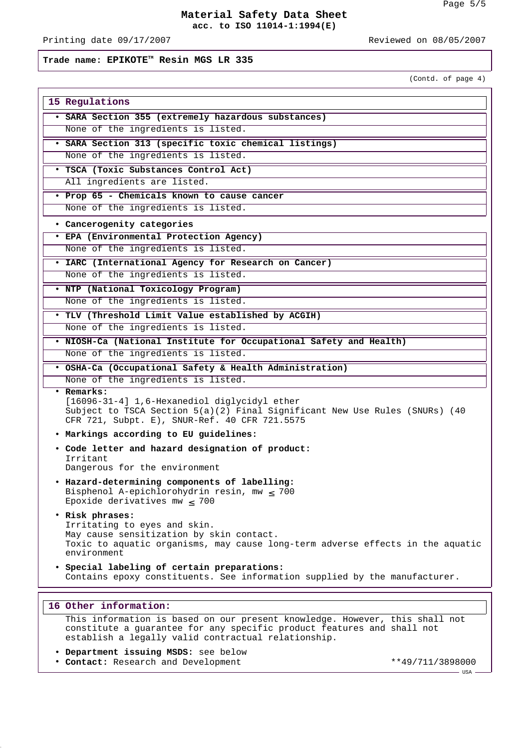**Trade name: EPIKOTE™ Resin MGS LR 335**

(Contd. of page 4)

## 15 Regulations

- **SARA Section 355 (extremely hazardous substances)**
  None of the ingredients is listed.
- **SARA Section 313 (specific toxic chemical listings)**
  None of the ingredients is listed.
- **TSCA (Toxic Substances Control Act)**
  All ingredients are listed.
- **Prop 65 - Chemicals known to cause cancer**
  None of the ingredients is listed.
- **Cancerogenity categories**
- **EPA (Environmental Protection Agency)**
  None of the ingredients is listed.
- **IARC (International Agency for Research on Cancer)**
  None of the ingredients is listed.
- **NTP (National Toxicology Program)**
  None of the ingredients is listed.
- **TLV (Threshold Limit Value established by ACGIH)**
  None of the ingredients is listed.
- **NIOSH-Ca (National Institute for Occupational Safety and Health)**
  None of the ingredients is listed.
- **OSHA-Ca (Occupational Safety & Health Administration)**
  None of the ingredients is listed.
- **Remarks:**
  [16096-31-4] 1,6-Hexanediol diglycidyl ether
  Subject to TSCA Section 5(a)(2) Final Significant New Use Rules (SNURs) (40 CFR 721, Subpt. E), SNUR-Ref. 40 CFR 721.5575
- **Markings according to EU guidelines:**
- **Code letter and hazard designation of product:**
  Irritant
  Dangerous for the environment
- **Hazard-determining components of labelling:**
  Bisphenol A-epichlorohydrin resin, mw $\leq$ 700
  Epoxide derivatives mw $\leq$ 700
- **Risk phrases:**
  Irritating to eyes and skin.
  May cause sensitization by skin contact.
  Toxic to aquatic organisms, may cause long-term adverse effects in the aquatic environment
- **Special labeling of certain preparations:**
  Contains epoxy constituents. See information supplied by the manufacturer.

## 16 Other information:

This information is based on our present knowledge. However, this shall not constitute a guarantee for any specific product features and shall not establish a legally valid contractual relationship.

- **Department issuing MSDS:** see below
- **Contact:** Research and Development **49/711/3898000